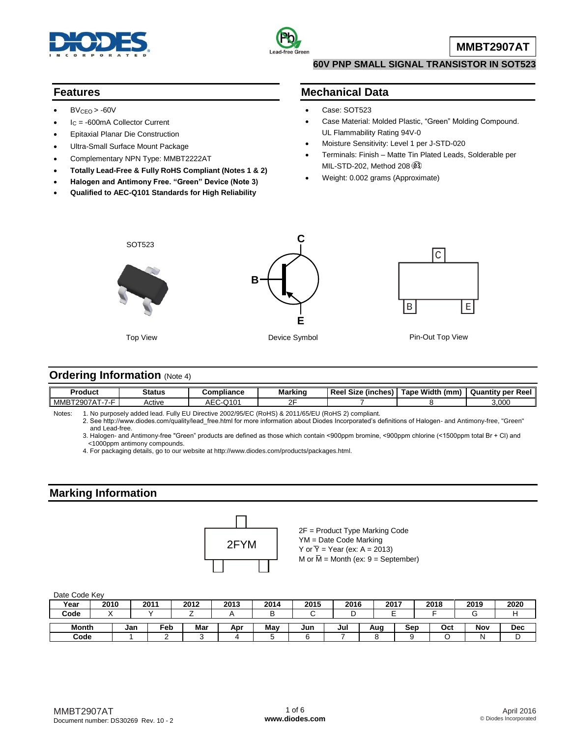# MMBT2907AT

## 60V PNP SMALL SIGNAL TRANSISTOR IN SOT523

## Features

- $BV_{CEO}$ > -60V
- $I_C$ = -600mA Collector Current
- Epitaxial Planar Die Construction
- Ultra-Small Surface Mount Package
- Complementary NPN Type: MMBT2222AT
- **Totally Lead-Free & Fully RoHS Compliant (Notes 1 & 2)**
- **Halogen and Antimony Free. "Green" Device (Note 3)**
- **Qualified to AEC-Q101 Standards for High Reliability**

## Mechanical Data

- Case: SOT523
- Case Material: Molded Plastic, "Green" Molding Compound. UL Flammability Rating 94V-0
- Moisture Sensitivity: Level 1 per J-STD-020
- Terminals: Finish – Matte Tin Plated Leads, Solderable per MIL-STD-202, Method 208 (e3)
- Weight: 0.002 grams (Approximate)

SOT523

Top View

Device Symbol

Pin-Out Top View

## Ordering Information (Note 4)

| Product | Status | Compliance | Marking | Reel Size (inches) | Tape Width (mm) | Quantity per Reel |
|---|---|---|---|---|---|---|
| MMBT2907AT-7-F | Active | AEC-Q101 | 2F | 7 | 8 | 3,000 |

Notes:
1. No purposely added lead. Fully EU Directive 2002/95/EC (RoHS) & 2011/65/EU (RoHS 2) compliant.
2. See http://www.diodes.com/quality/lead_free.html for more information about Diodes Incorporated's definitions of Halogen- and Antimony-free, "Green" and Lead-free.
3. Halogen- and Antimony-free "Green" products are defined as those which contain <900ppm bromine, <900ppm chlorine (<1500ppm total Br + Cl) and <1000ppm antimony compounds.
4. For packaging details, go to our website at http://www.diodes.com/products/packages.html.

## Marking Information

2FYM

2F = Product Type Marking Code
YM = Date Code Marking
Y or $\overline{Y}$ = Year (ex: A = 2013)
M or $\overline{M}$ = Month (ex: 9 = September)

Date Code Key

| Year | 2010 | 2011 | 2012 | 2013 | 2014 | 2015 | 2016 | 2017 | 2018 | 2019 | 2020 |
|---|---|---|---|---|---|---|---|---|---|---|---|
| Code | X | Y | Z | A | B | C | D | E | F | G | H |

| Month | Jan | Feb | Mar | Apr | May | Jun | Jul | Aug | Sep | Oct | Nov | Dec |
|---|---|---|---|---|---|---|---|---|---|---|---|---|
| Code | 1 | 2 | 3 | 4 | 5 | 6 | 7 | 8 | 9 | O | N | D |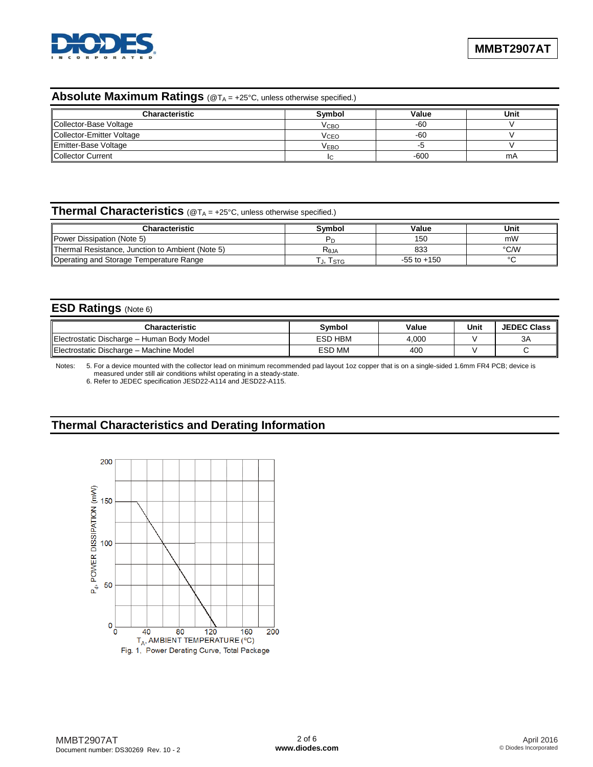## Absolute Maximum Ratings (@$T_A$ = +25°C, unless otherwise specified.)

| Characteristic | Symbol | Value | Unit |
|---|---|---|---|
| Collector-Base Voltage | $V_{CBO}$ | -60 | V |
| Collector-Emitter Voltage | $V_{CEO}$ | -60 | V |
| Emitter-Base Voltage | $V_{EBO}$ | -5 | V |
| Collector Current | $I_C$ | -600 | mA |

## Thermal Characteristics (@$T_A$ = +25°C, unless otherwise specified.)

| Characteristic | Symbol | Value | Unit |
|---|---|---|---|
| Power Dissipation (Note 5) | $P_D$ | 150 | mW |
| Thermal Resistance, Junction to Ambient (Note 5) | $R_{\theta JA}$ | 833 | °C/W |
| Operating and Storage Temperature Range | $T_J, T_{STG}$ | -55 to +150 | °C |

## ESD Ratings (Note 6)

| Characteristic | Symbol | Value | Unit | JEDEC Class |
|---|---|---|---|---|
| Electrostatic Discharge – Human Body Model | ESD HBM | 4,000 | V | 3A |
| Electrostatic Discharge – Machine Model | ESD MM | 400 | V | C |

Notes: 5. For a device mounted with the collector lead on minimum recommended pad layout 1oz copper that is on a single-sided 1.6mm FR4 PCB; device is measured under still air conditions whilst operating in a steady-state.
6. Refer to JEDEC specification JESD22-A114 and JESD22-A115.

## Thermal Characteristics and Derating Information

Fig. 1, Power Derating Curve, Total Package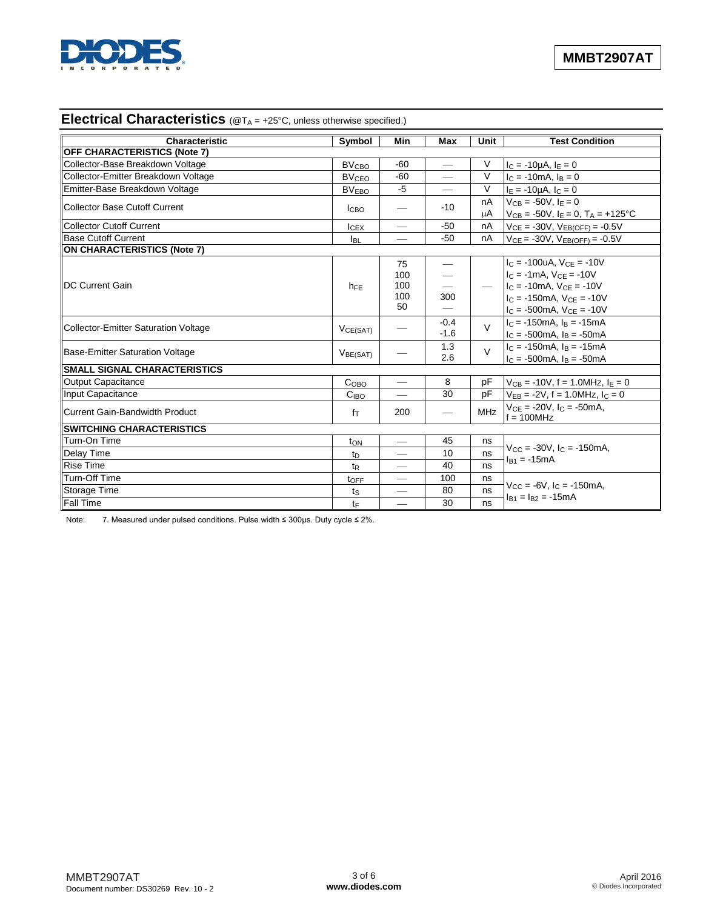## Electrical Characteristics (@$T_A$ = +25°C, unless otherwise specified.)

| Characteristic | Symbol | Min | Max | Unit | Test Condition |
|---|---|---|---|---|---|
| **OFF CHARACTERISTICS (Note 7)** | | | | | |
| Collector-Base Breakdown Voltage | $BV_{CBO}$ | -60 | — | V | $I_C$ = -10μA, $I_E$ = 0 |
| Collector-Emitter Breakdown Voltage | $BV_{CEO}$ | -60 | — | V | $I_C$ = -10mA, $I_B$ = 0 |
| Emitter-Base Breakdown Voltage | $BV_{EBO}$ | -5 | — | V | $I_E$ = -10μA, $I_C$ = 0 |
| Collector Base Cutoff Current | $I_{CBO}$ | — | -10 | nA<br>μA | $V_{CB}$ = -50V, $I_E$ = 0<br>$V_{CB}$ = -50V, $I_E$ = 0, $T_A$ = +125°C |
| Collector Cutoff Current | $I_{CEX}$ | — | -50 | nA | $V_{CE}$ = -30V, $V_{EB(OFF)}$ = -0.5V |
| Base Cutoff Current | $I_{BL}$ | — | -50 | nA | $V_{CE}$ = -30V, $V_{EB(OFF)}$ = -0.5V |
| **ON CHARACTERISTICS (Note 7)** | | | | | |
| DC Current Gain | $h_{FE}$ | 75<br>100<br>100<br>100<br>50 | —<br>—<br>—<br>300<br>— | — | $I_C$ = -100uA, $V_{CE}$ = -10V<br>$I_C$ = -1mA, $V_{CE}$ = -10V<br>$I_C$ = -10mA, $V_{CE}$ = -10V<br>$I_C$ = -150mA, $V_{CE}$ = -10V<br>$I_C$ = -500mA, $V_{CE}$ = -10V |
| Collector-Emitter Saturation Voltage | $V_{CE(SAT)}$ | — | -0.4<br>-1.6 | V | $I_C$ = -150mA, $I_B$ = -15mA<br>$I_C$ = -500mA, $I_B$ = -50mA |
| Base-Emitter Saturation Voltage | $V_{BE(SAT)}$ | — | 1.3<br>2.6 | V | $I_C$ = -150mA, $I_B$ = -15mA<br>$I_C$ = -500mA, $I_B$ = -50mA |
| **SMALL SIGNAL CHARACTERISTICS** | | | | | |
| Output Capacitance | $C_{OBO}$ | — | 8 | pF | $V_{CB}$ = -10V, f = 1.0MHz, $I_E$ = 0 |
| Input Capacitance | $C_{IBO}$ | — | 30 | pF | $V_{EB}$ = -2V, f = 1.0MHz, $I_C$ = 0 |
| Current Gain-Bandwidth Product | $f_T$ | 200 | — | MHz | $V_{CE}$ = -20V, $I_C$ = -50mA, f = 100MHz |
| **SWITCHING CHARACTERISTICS** | | | | | |
| Turn-On Time | $t_{ON}$ | — | 45 | ns | $V_{CC}$ = -30V, $I_C$ = -150mA, $I_{B1}$ = -15mA |
| Delay Time | $t_D$ | — | 10 | ns | |
| Rise Time | $t_R$ | — | 40 | ns | |
| Turn-Off Time | $t_{OFF}$ | — | 100 | ns | $V_{CC}$ = -6V, $I_C$ = -150mA, $I_{B1}$ = $I_{B2}$ = -15mA |
| Storage Time | $t_S$ | — | 80 | ns | |
| Fall Time | $t_F$ | — | 30 | ns | |

Note: 7. Measured under pulsed conditions. Pulse width ≤ 300μs. Duty cycle ≤ 2%.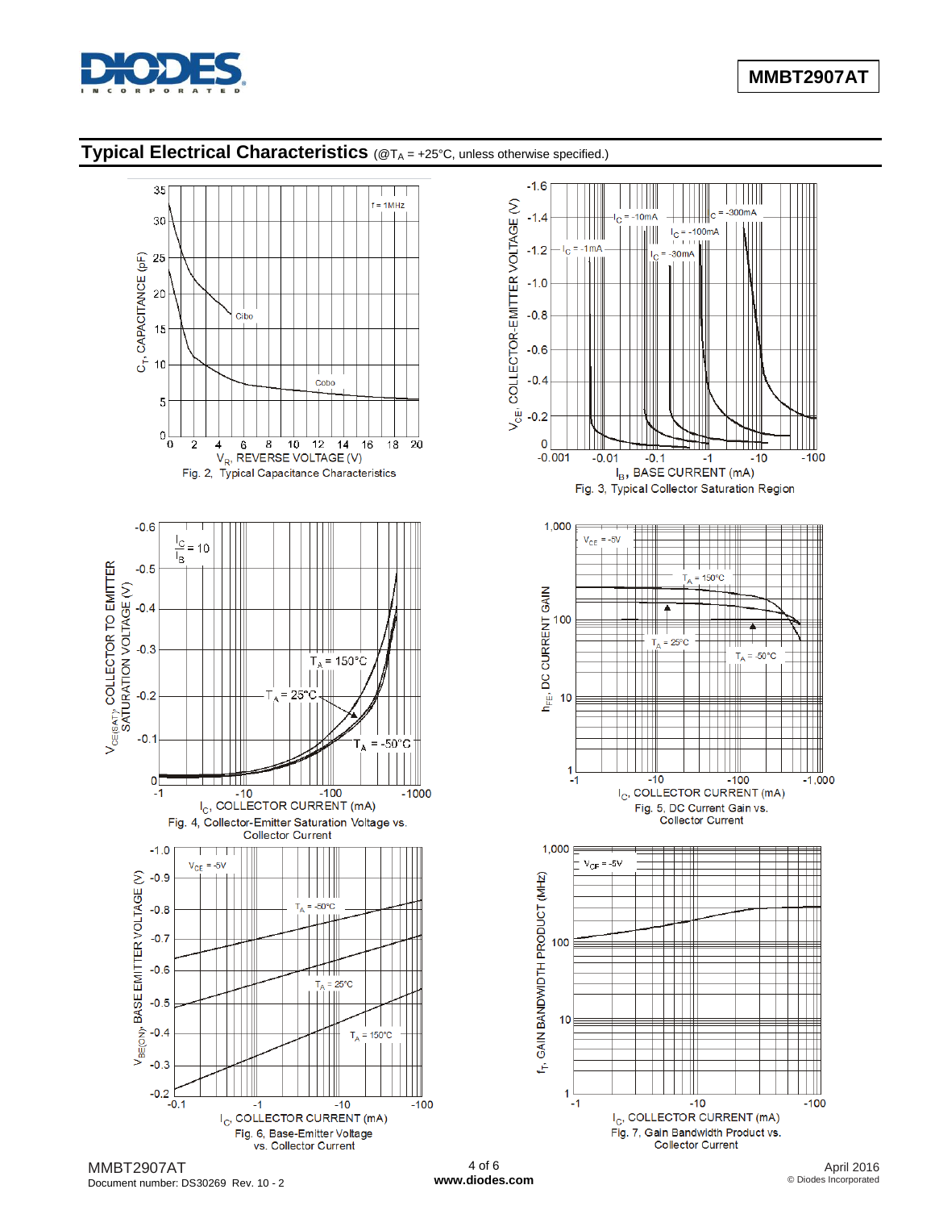## Typical Electrical Characteristics (@$T_A$ = +25°C, unless otherwise specified.)

Fig. 2, Typical Capacitance Characteristics

Fig. 3, Typical Collector Saturation Region

Fig. 4, Collector-Emitter Saturation Voltage vs. Collector Current

Fig. 5, DC Current Gain vs. Collector Current

Fig. 6, Base-Emitter Voltage vs. Collector Current

Fig. 7, Gain Bandwidth Product vs. Collector Current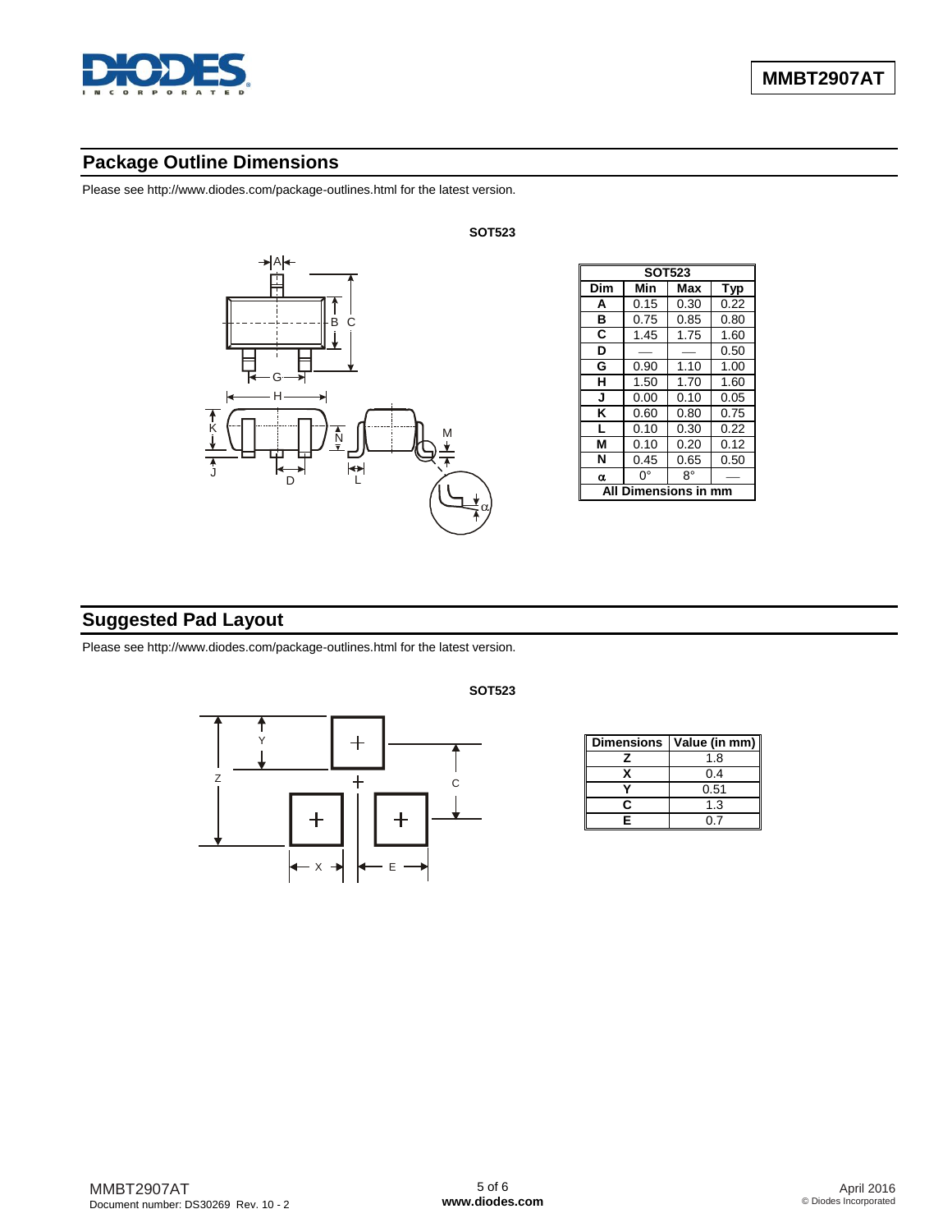## Package Outline Dimensions

Please see http://www.diodes.com/package-outlines.html for the latest version.

**SOT523**

| SOT523 | | | |
|---|---|---|---|
| **Dim** | **Min** | **Max** | **Typ** |
| **A** | 0.15 | 0.30 | 0.22 |
| **B** | 0.75 | 0.85 | 0.80 |
| **C** | 1.45 | 1.75 | 1.60 |
| **D** | — | — | 0.50 |
| **G** | 0.90 | 1.10 | 1.00 |
| **H** | 1.50 | 1.70 | 1.60 |
| **J** | 0.00 | 0.10 | 0.05 |
| **K** | 0.60 | 0.80 | 0.75 |
| **L** | 0.10 | 0.30 | 0.22 |
| **M** | 0.10 | 0.20 | 0.12 |
| **N** | 0.45 | 0.65 | 0.50 |
| **α** | 0° | 8° | — |
| **All Dimensions in mm** | | | |

## Suggested Pad Layout

Please see http://www.diodes.com/package-outlines.html for the latest version.

**SOT523**

| Dimensions | Value (in mm) |
|---|---|
| **Z** | 1.8 |
| **X** | 0.4 |
| **Y** | 0.51 |
| **C** | 1.3 |
| **E** | 0.7 |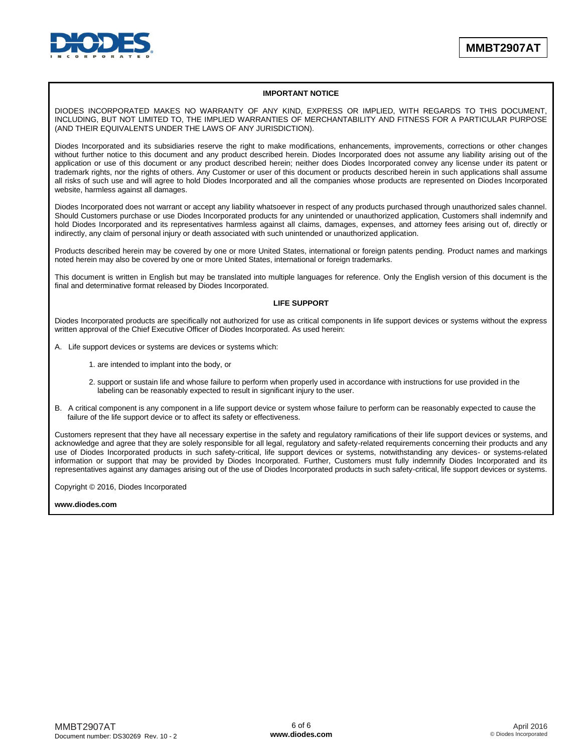## IMPORTANT NOTICE

DIODES INCORPORATED MAKES NO WARRANTY OF ANY KIND, EXPRESS OR IMPLIED, WITH REGARDS TO THIS DOCUMENT, INCLUDING, BUT NOT LIMITED TO, THE IMPLIED WARRANTIES OF MERCHANTABILITY AND FITNESS FOR A PARTICULAR PURPOSE (AND THEIR EQUIVALENTS UNDER THE LAWS OF ANY JURISDICTION).

Diodes Incorporated and its subsidiaries reserve the right to make modifications, enhancements, improvements, corrections or other changes without further notice to this document and any product described herein. Diodes Incorporated does not assume any liability arising out of the application or use of this document or any product described herein; neither does Diodes Incorporated convey any license under its patent or trademark rights, nor the rights of others. Any Customer or user of this document or products described herein in such applications shall assume all risks of such use and will agree to hold Diodes Incorporated and all the companies whose products are represented on Diodes Incorporated website, harmless against all damages.

Diodes Incorporated does not warrant or accept any liability whatsoever in respect of any products purchased through unauthorized sales channel. Should Customers purchase or use Diodes Incorporated products for any unintended or unauthorized application, Customers shall indemnify and hold Diodes Incorporated and its representatives harmless against all claims, damages, expenses, and attorney fees arising out of, directly or indirectly, any claim of personal injury or death associated with such unintended or unauthorized application.

Products described herein may be covered by one or more United States, international or foreign patents pending. Product names and markings noted herein may also be covered by one or more United States, international or foreign trademarks.

This document is written in English but may be translated into multiple languages for reference. Only the English version of this document is the final and determinative format released by Diodes Incorporated.

## LIFE SUPPORT

Diodes Incorporated products are specifically not authorized for use as critical components in life support devices or systems without the express written approval of the Chief Executive Officer of Diodes Incorporated. As used herein:

A. Life support devices or systems are devices or systems which:

1. are intended to implant into the body, or

2. support or sustain life and whose failure to perform when properly used in accordance with instructions for use provided in the labeling can be reasonably expected to result in significant injury to the user.

B. A critical component is any component in a life support device or system whose failure to perform can be reasonably expected to cause the failure of the life support device or to affect its safety or effectiveness.

Customers represent that they have all necessary expertise in the safety and regulatory ramifications of their life support devices or systems, and acknowledge and agree that they are solely responsible for all legal, regulatory and safety-related requirements concerning their products and any use of Diodes Incorporated products in such safety-critical, life support devices or systems, notwithstanding any devices- or systems-related information or support that may be provided by Diodes Incorporated. Further, Customers must fully indemnify Diodes Incorporated and its representatives against any damages arising out of the use of Diodes Incorporated products in such safety-critical, life support devices or systems.

Copyright © 2016, Diodes Incorporated

**www.diodes.com**